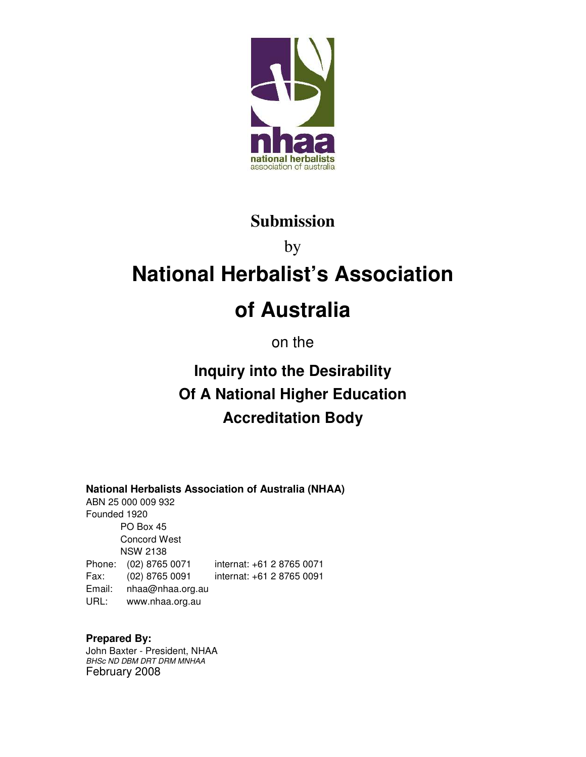nhaa
national herbalists
association of australia

# Submission

by

# National Herbalist's Association of Australia

on the

## Inquiry into the Desirability Of A National Higher Education Accreditation Body

**National Herbalists Association of Australia (NHAA)**
ABN 25 000 009 932
Founded 1920
PO Box 45
Concord West
NSW 2138
Phone: (02) 8765 0071 internat: +61 2 8765 0071
Fax: (02) 8765 0091 internat: +61 2 8765 0091
Email: nhaa@nhaa.org.au
URL: www.nhaa.org.au

**Prepared By:**
John Baxter - President, NHAA
*BHSc ND DBM DRT DRM MNHAA*
February 2008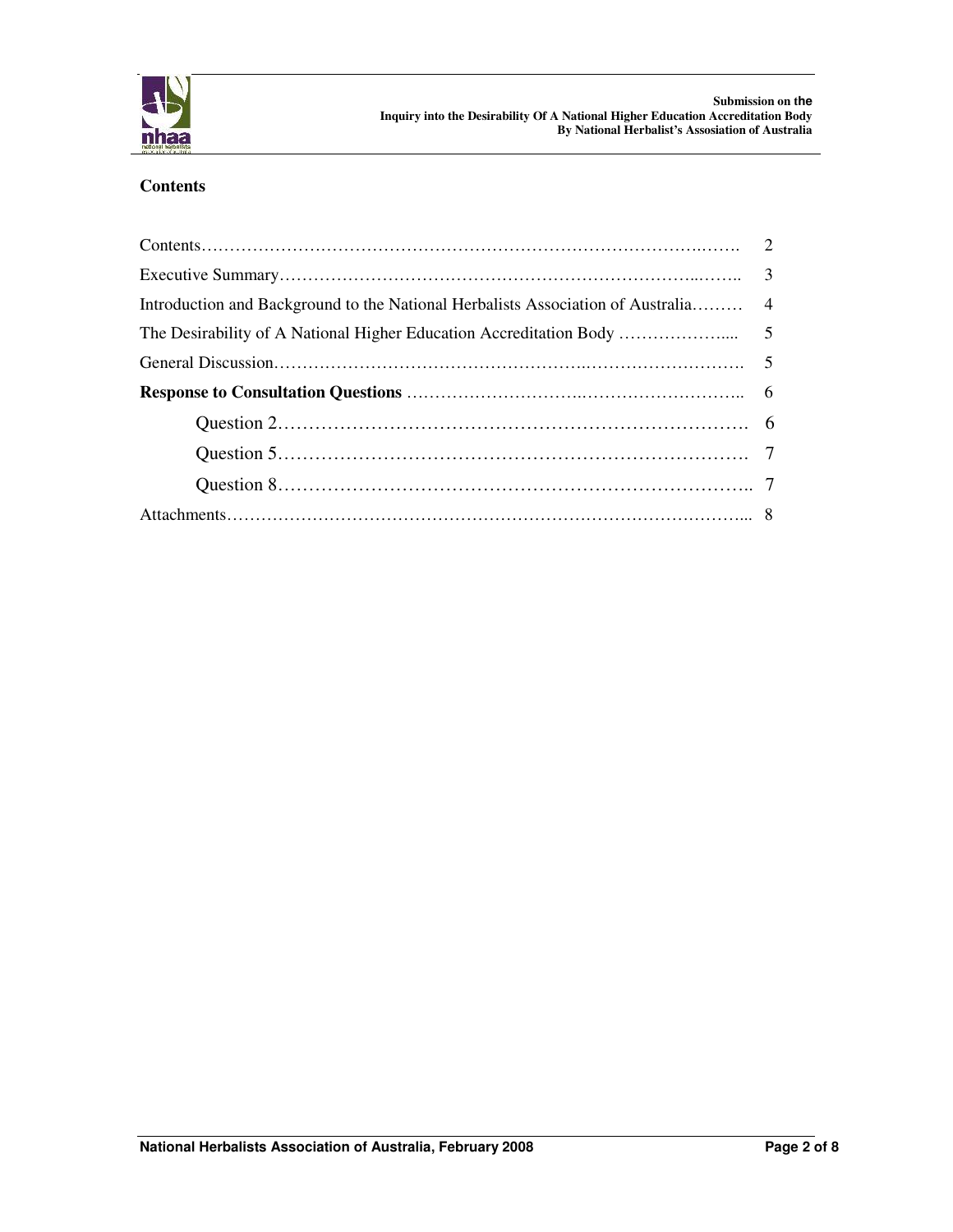## Contents

| | |
|---|---|
| Contents | 2 |
| Executive Summary | 3 |
| Introduction and Background to the National Herbalists Association of Australia | 4 |
| The Desirability of A National Higher Education Accreditation Body | 5 |
| General Discussion | 5 |
| **Response to Consultation Questions** | 6 |
| Question 2 | 6 |
| Question 5 | 7 |
| Question 8 | 7 |
| Attachments | 8 |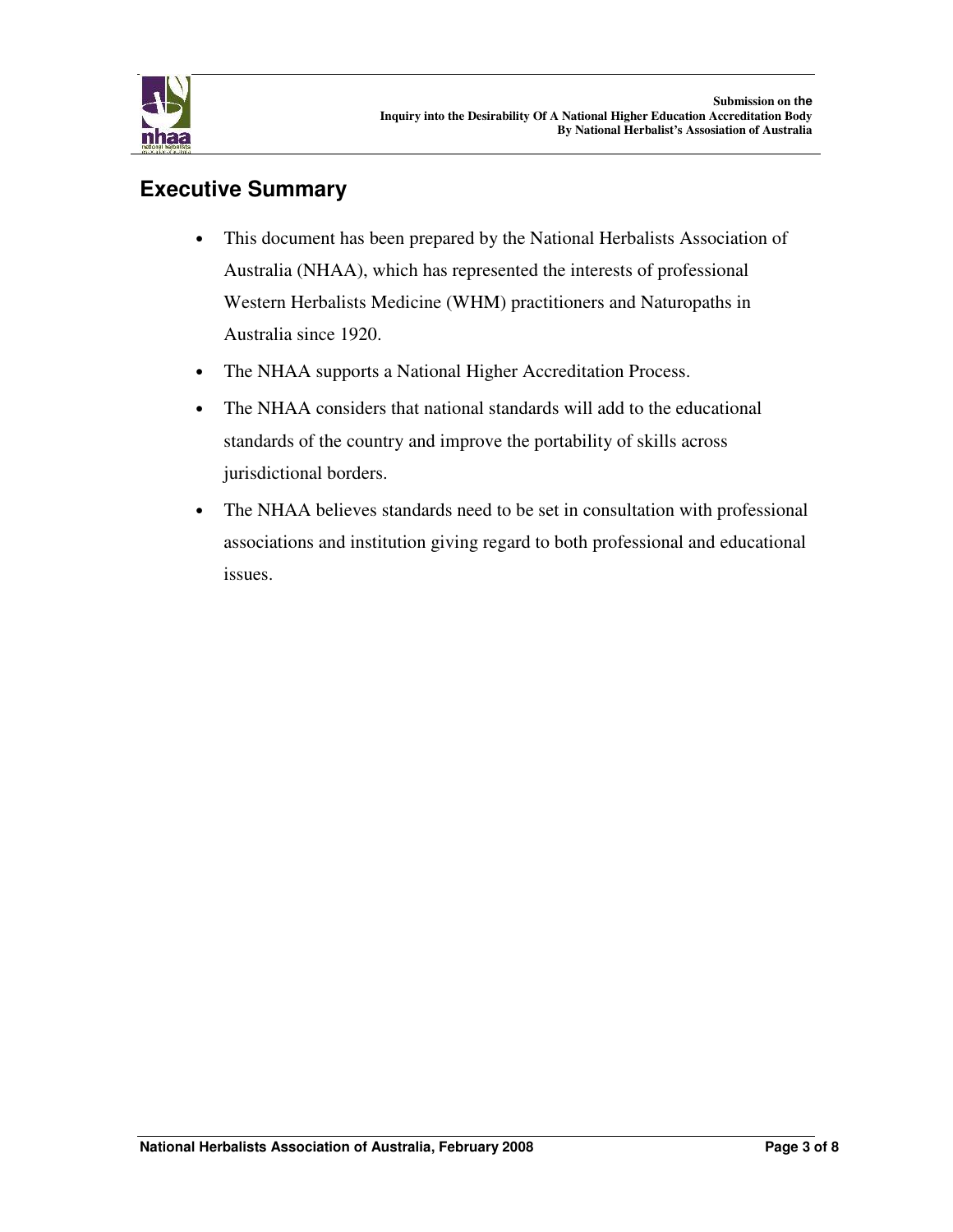## Executive Summary

- This document has been prepared by the National Herbalists Association of Australia (NHAA), which has represented the interests of professional Western Herbalists Medicine (WHM) practitioners and Naturopaths in Australia since 1920.
- The NHAA supports a National Higher Accreditation Process.
- The NHAA considers that national standards will add to the educational standards of the country and improve the portability of skills across jurisdictional borders.
- The NHAA believes standards need to be set in consultation with professional associations and institution giving regard to both professional and educational issues.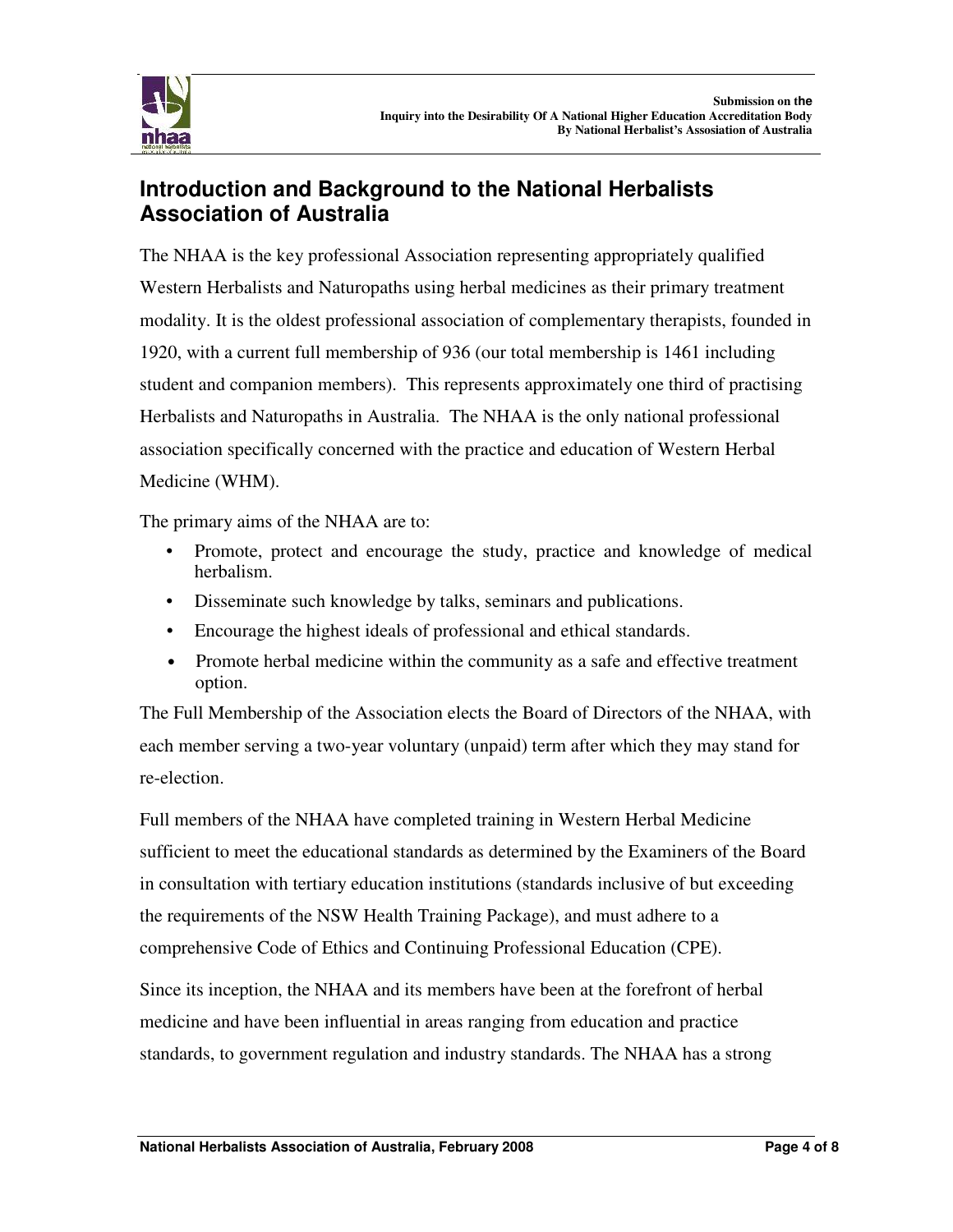## Introduction and Background to the National Herbalists Association of Australia

The NHAA is the key professional Association representing appropriately qualified Western Herbalists and Naturopaths using herbal medicines as their primary treatment modality. It is the oldest professional association of complementary therapists, founded in 1920, with a current full membership of 936 (our total membership is 1461 including student and companion members). This represents approximately one third of practising Herbalists and Naturopaths in Australia. The NHAA is the only national professional association specifically concerned with the practice and education of Western Herbal Medicine (WHM).

The primary aims of the NHAA are to:

- Promote, protect and encourage the study, practice and knowledge of medical herbalism.
- Disseminate such knowledge by talks, seminars and publications.
- Encourage the highest ideals of professional and ethical standards.
- Promote herbal medicine within the community as a safe and effective treatment option.

The Full Membership of the Association elects the Board of Directors of the NHAA, with each member serving a two-year voluntary (unpaid) term after which they may stand for re-election.

Full members of the NHAA have completed training in Western Herbal Medicine sufficient to meet the educational standards as determined by the Examiners of the Board in consultation with tertiary education institutions (standards inclusive of but exceeding the requirements of the NSW Health Training Package), and must adhere to a comprehensive Code of Ethics and Continuing Professional Education (CPE).

Since its inception, the NHAA and its members have been at the forefront of herbal medicine and have been influential in areas ranging from education and practice standards, to government regulation and industry standards. The NHAA has a strong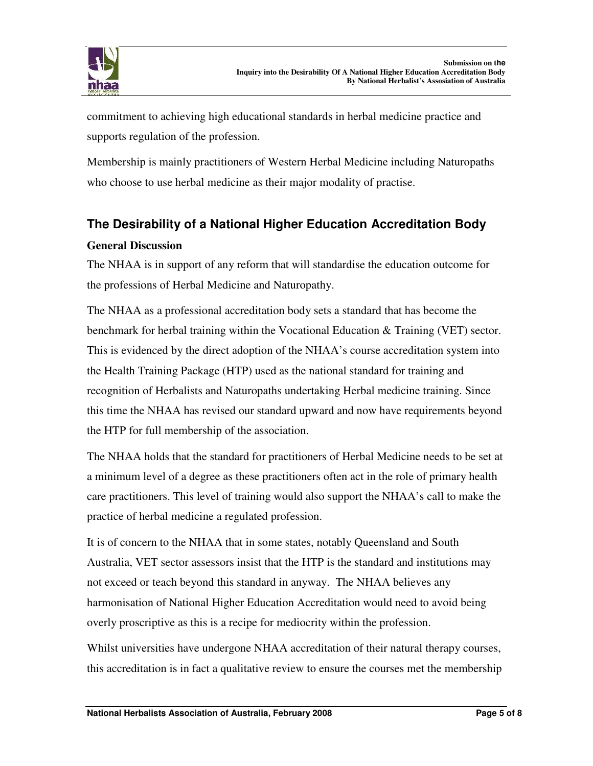commitment to achieving high educational standards in herbal medicine practice and supports regulation of the profession.

Membership is mainly practitioners of Western Herbal Medicine including Naturopaths who choose to use herbal medicine as their major modality of practise.

## The Desirability of a National Higher Education Accreditation Body

### General Discussion

The NHAA is in support of any reform that will standardise the education outcome for the professions of Herbal Medicine and Naturopathy.

The NHAA as a professional accreditation body sets a standard that has become the benchmark for herbal training within the Vocational Education & Training (VET) sector. This is evidenced by the direct adoption of the NHAA's course accreditation system into the Health Training Package (HTP) used as the national standard for training and recognition of Herbalists and Naturopaths undertaking Herbal medicine training. Since this time the NHAA has revised our standard upward and now have requirements beyond the HTP for full membership of the association.

The NHAA holds that the standard for practitioners of Herbal Medicine needs to be set at a minimum level of a degree as these practitioners often act in the role of primary health care practitioners. This level of training would also support the NHAA's call to make the practice of herbal medicine a regulated profession.

It is of concern to the NHAA that in some states, notably Queensland and South Australia, VET sector assessors insist that the HTP is the standard and institutions may not exceed or teach beyond this standard in anyway. The NHAA believes any harmonisation of National Higher Education Accreditation would need to avoid being overly proscriptive as this is a recipe for mediocrity within the profession.

Whilst universities have undergone NHAA accreditation of their natural therapy courses, this accreditation is in fact a qualitative review to ensure the courses met the membership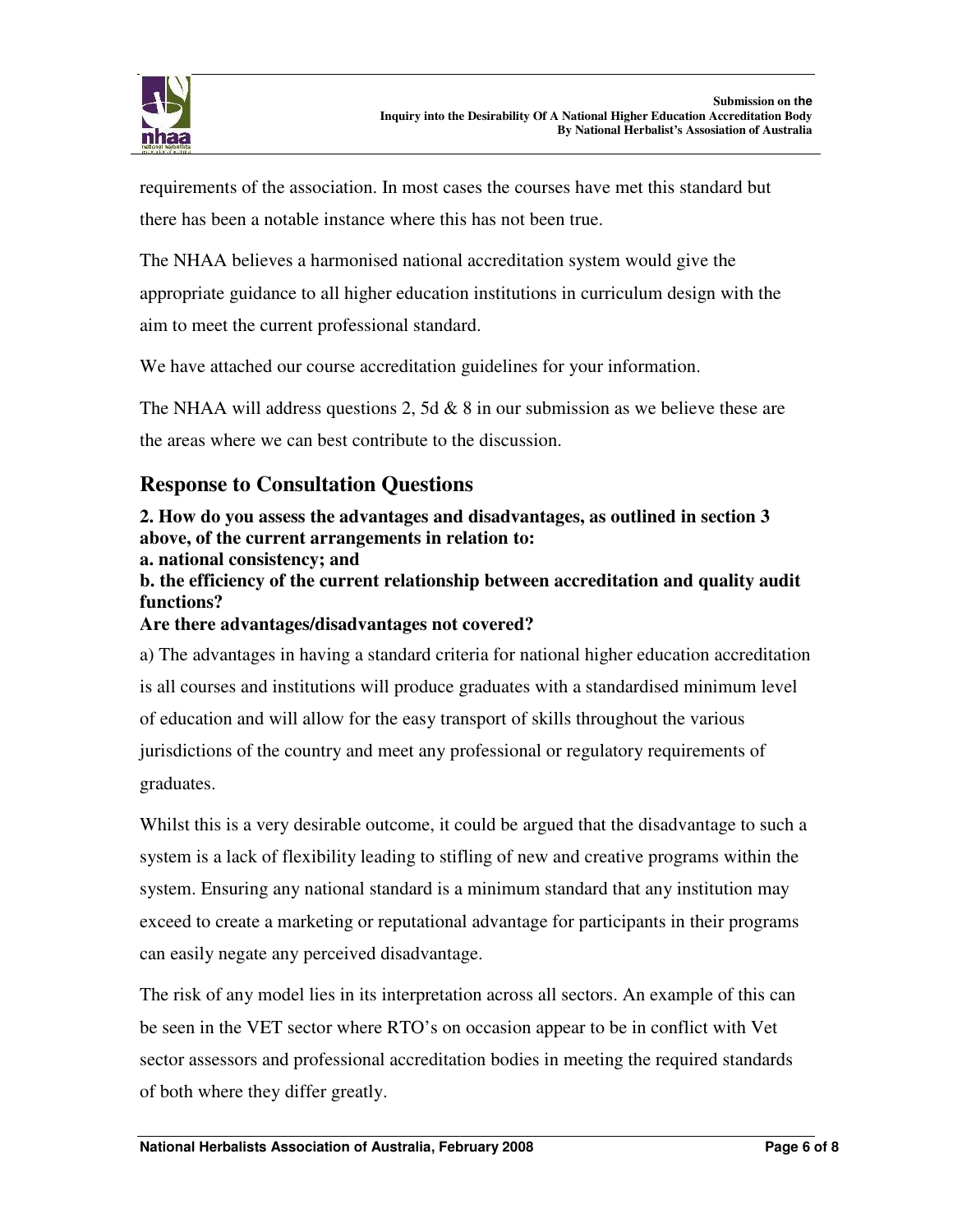requirements of the association. In most cases the courses have met this standard but there has been a notable instance where this has not been true.

The NHAA believes a harmonised national accreditation system would give the appropriate guidance to all higher education institutions in curriculum design with the aim to meet the current professional standard.

We have attached our course accreditation guidelines for your information.

The NHAA will address questions 2, 5d & 8 in our submission as we believe these are the areas where we can best contribute to the discussion.

## Response to Consultation Questions

**2. How do you assess the advantages and disadvantages, as outlined in section 3 above, of the current arrangements in relation to:**
**a. national consistency; and**
**b. the efficiency of the current relationship between accreditation and quality audit functions?**
**Are there advantages/disadvantages not covered?**

a) The advantages in having a standard criteria for national higher education accreditation is all courses and institutions will produce graduates with a standardised minimum level of education and will allow for the easy transport of skills throughout the various jurisdictions of the country and meet any professional or regulatory requirements of graduates.

Whilst this is a very desirable outcome, it could be argued that the disadvantage to such a system is a lack of flexibility leading to stifling of new and creative programs within the system. Ensuring any national standard is a minimum standard that any institution may exceed to create a marketing or reputational advantage for participants in their programs can easily negate any perceived disadvantage.

The risk of any model lies in its interpretation across all sectors. An example of this can be seen in the VET sector where RTO's on occasion appear to be in conflict with Vet sector assessors and professional accreditation bodies in meeting the required standards of both where they differ greatly.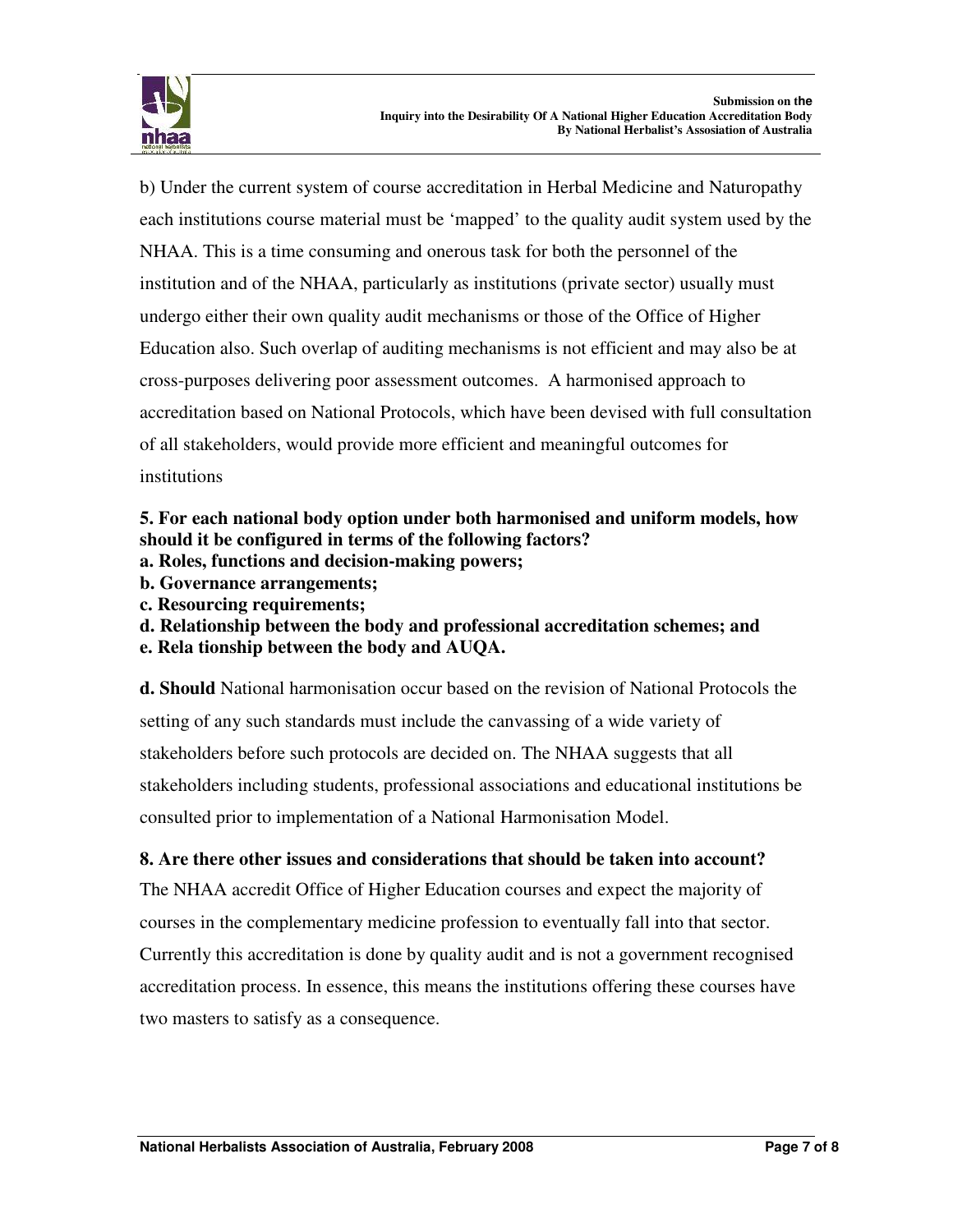b) Under the current system of course accreditation in Herbal Medicine and Naturopathy each institutions course material must be 'mapped' to the quality audit system used by the NHAA. This is a time consuming and onerous task for both the personnel of the institution and of the NHAA, particularly as institutions (private sector) usually must undergo either their own quality audit mechanisms or those of the Office of Higher Education also. Such overlap of auditing mechanisms is not efficient and may also be at cross-purposes delivering poor assessment outcomes. A harmonised approach to accreditation based on National Protocols, which have been devised with full consultation of all stakeholders, would provide more efficient and meaningful outcomes for institutions

**5. For each national body option under both harmonised and uniform models, how should it be configured in terms of the following factors?**
**a. Roles, functions and decision-making powers;**
**b. Governance arrangements;**
**c. Resourcing requirements;**
**d. Relationship between the body and professional accreditation schemes; and**
**e. Rela tionship between the body and AUQA.**

**d. Should** National harmonisation occur based on the revision of National Protocols the setting of any such standards must include the canvassing of a wide variety of stakeholders before such protocols are decided on. The NHAA suggests that all stakeholders including students, professional associations and educational institutions be consulted prior to implementation of a National Harmonisation Model.

**8. Are there other issues and considerations that should be taken into account?**

The NHAA accredit Office of Higher Education courses and expect the majority of courses in the complementary medicine profession to eventually fall into that sector. Currently this accreditation is done by quality audit and is not a government recognised accreditation process. In essence, this means the institutions offering these courses have two masters to satisfy as a consequence.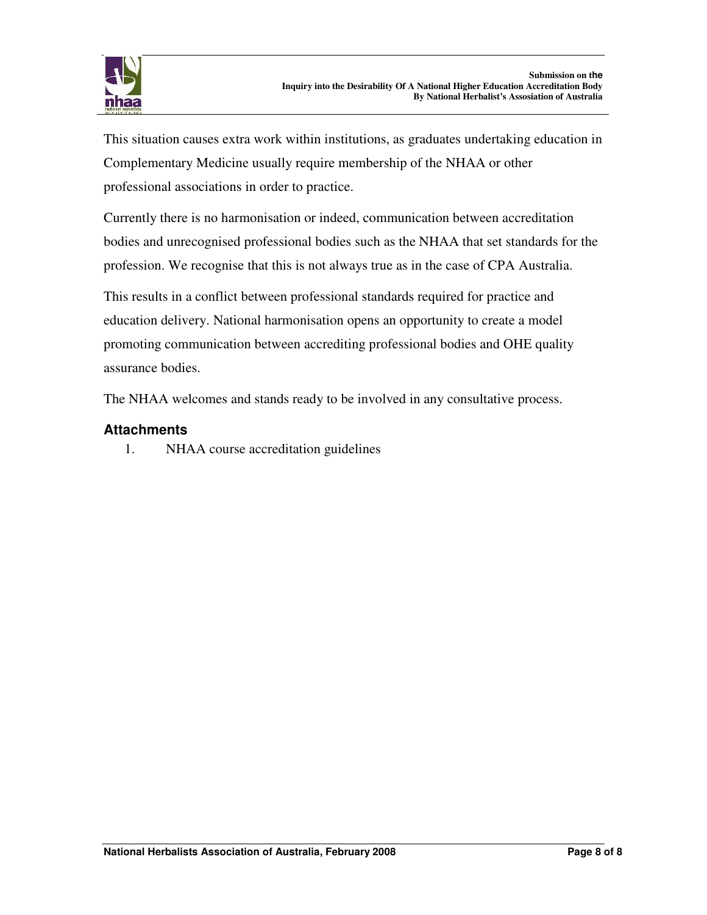This situation causes extra work within institutions, as graduates undertaking education in Complementary Medicine usually require membership of the NHAA or other professional associations in order to practice.

Currently there is no harmonisation or indeed, communication between accreditation bodies and unrecognised professional bodies such as the NHAA that set standards for the profession. We recognise that this is not always true as in the case of CPA Australia.

This results in a conflict between professional standards required for practice and education delivery. National harmonisation opens an opportunity to create a model promoting communication between accrediting professional bodies and OHE quality assurance bodies.

The NHAA welcomes and stands ready to be involved in any consultative process.

## Attachments

1. NHAA course accreditation guidelines